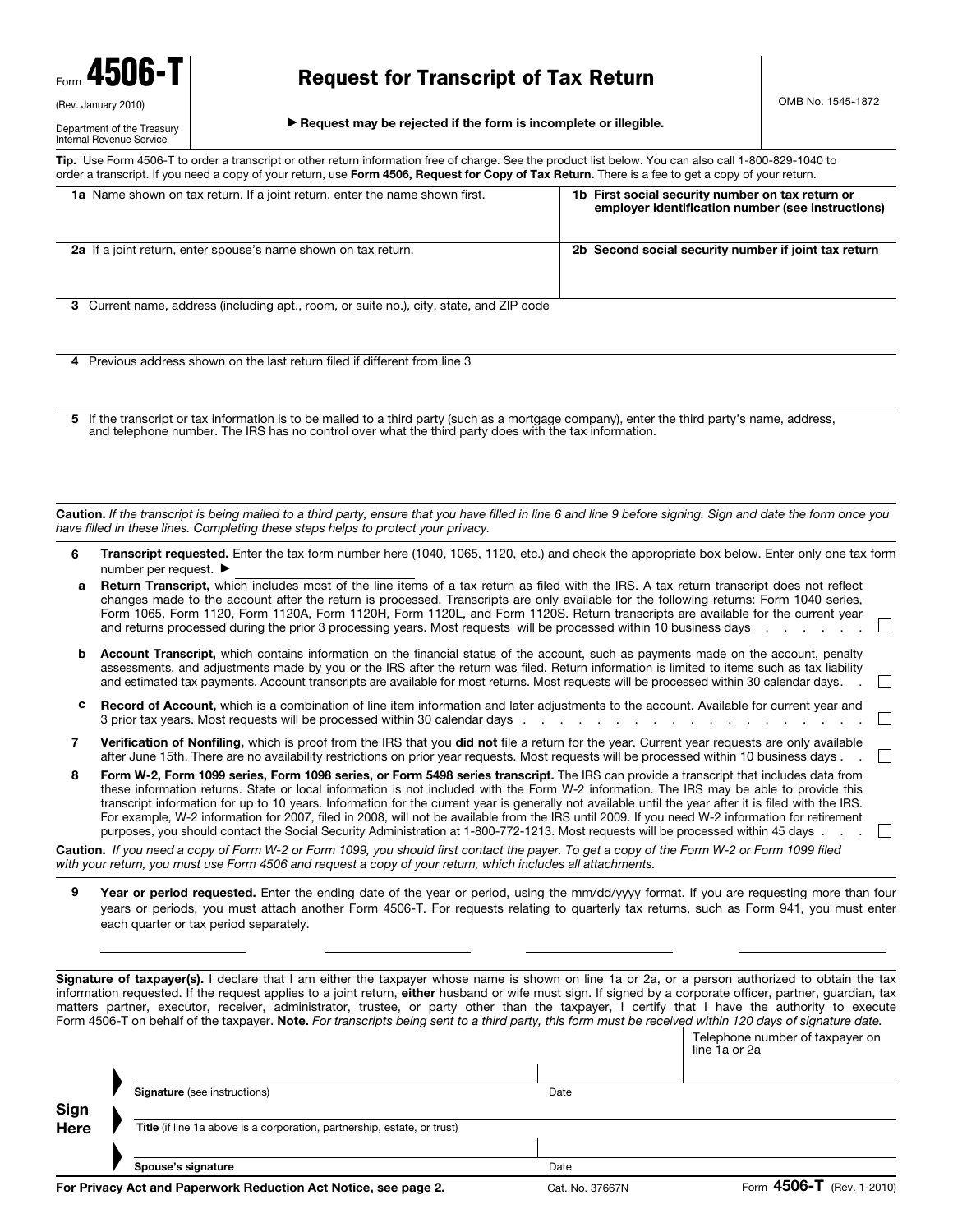Form **4506-T**

(Rev. January 2010)

Department of the Treasury
Internal Revenue Service

# Request for Transcript of Tax Return

▶ **Request may be rejected if the form is incomplete or illegible.**

OMB No. 1545-1872

**Tip.** Use Form 4506-T to order a transcript or other return information free of charge. See the product list below. You can also call 1-800-829-1040 to order a transcript. If you need a copy of your return, use **Form 4506, Request for Copy of Tax Return.** There is a fee to get a copy of your return.

| | |
|---|---|
| **1a** Name shown on tax return. If a joint return, enter the name shown first. | **1b First social security number on tax return or employer identification number (see instructions)** |
| **2a** If a joint return, enter spouse's name shown on tax return. | **2b Second social security number if joint tax return** |

**3** Current name, address (including apt., room, or suite no.), city, state, and ZIP code

**4** Previous address shown on the last return filed if different from line 3

**5** If the transcript or tax information is to be mailed to a third party (such as a mortgage company), enter the third party's name, address, and telephone number. The IRS has no control over what the third party does with the tax information.

**Caution.** *If the transcript is being mailed to a third party, ensure that you have filled in line 6 and line 9 before signing. Sign and date the form once you have filled in these lines. Completing these steps helps to protect your privacy.*

**6** **Transcript requested.** Enter the tax form number here (1040, 1065, 1120, etc.) and check the appropriate box below. Enter only one tax form number per request. ▶ ____________

**a** **Return Transcript,** which includes most of the line items of a tax return as filed with the IRS. A tax return transcript does not reflect changes made to the account after the return is processed. Transcripts are only available for the following returns: Form 1040 series, Form 1065, Form 1120, Form 1120A, Form 1120H, Form 1120L, and Form 1120S. Return transcripts are available for the current year and returns processed during the prior 3 processing years. Most requests will be processed within 10 business days . . . . . . . ☐

**b** **Account Transcript,** which contains information on the financial status of the account, such as payments made on the account, penalty assessments, and adjustments made by you or the IRS after the return was filed. Return information is limited to items such as tax liability and estimated tax payments. Account transcripts are available for most returns. Most requests will be processed within 30 calendar days. . ☐

**c** **Record of Account,** which is a combination of line item information and later adjustments to the account. Available for current year and 3 prior tax years. Most requests will be processed within 30 calendar days . . . . . . . . . . . . . . . . . . . . . ☐

**7** **Verification of Nonfiling,** which is proof from the IRS that you **did not** file a return for the year. Current year requests are only available after June 15th. There are no availability restrictions on prior year requests. Most requests will be processed within 10 business days . . ☐

**8** **Form W-2, Form 1099 series, Form 1098 series, or Form 5498 series transcript.** The IRS can provide a transcript that includes data from these information returns. State or local information is not included with the Form W-2 information. The IRS may be able to provide this transcript information for up to 10 years. Information for the current year is generally not available until the year after it is filed with the IRS. For example, W-2 information for 2007, filed in 2008, will not be available from the IRS until 2009. If you need W-2 information for retirement purposes, you should contact the Social Security Administration at 1-800-772-1213. Most requests will be processed within 45 days . . . ☐

**Caution.** *If you need a copy of Form W-2 or Form 1099, you should first contact the payer. To get a copy of the Form W-2 or Form 1099 filed with your return, you must use Form 4506 and request a copy of your return, which includes all attachments.*

**9** **Year or period requested.** Enter the ending date of the year or period, using the mm/dd/yyyy format. If you are requesting more than four years or periods, you must attach another Form 4506-T. For requests relating to quarterly tax returns, such as Form 941, you must enter each quarter or tax period separately.

____________ ____________ ____________ ____________

**Signature of taxpayer(s).** I declare that I am either the taxpayer whose name is shown on line 1a or 2a, or a person authorized to obtain the tax information requested. If the request applies to a joint return, **either** husband or wife must sign. If signed by a corporate officer, partner, guardian, tax matters partner, executor, receiver, administrator, trustee, or party other than the taxpayer, I certify that I have the authority to execute Form 4506-T on behalf of the taxpayer. **Note.** *For transcripts being sent to a third party, this form must be received within 120 days of signature date.*

**Sign Here**

| | | |
|---|---|---|
| | | Telephone number of taxpayer on line 1a or 2a |
| **Signature** (see instructions) | Date | |
| **Title** (if line 1a above is a corporation, partnership, estate, or trust) | | |
| **Spouse's signature** | Date | |

**For Privacy Act and Paperwork Reduction Act Notice, see page 2.** Cat. No. 37667N Form **4506-T** (Rev. 1-2010)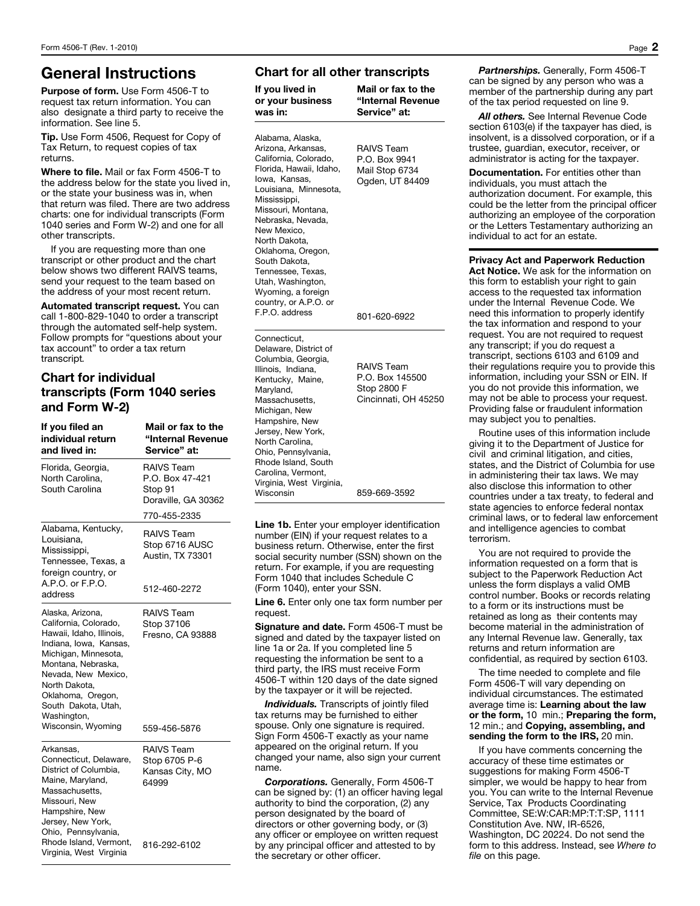# General Instructions

**Purpose of form.** Use Form 4506-T to request tax return information. You can also designate a third party to receive the information. See line 5.

**Tip.** Use Form 4506, Request for Copy of Tax Return, to request copies of tax returns.

**Where to file.** Mail or fax Form 4506-T to the address below for the state you lived in, or the state your business was in, when that return was filed. There are two address charts: one for individual transcripts (Form 1040 series and Form W-2) and one for all other transcripts.

If you are requesting more than one transcript or other product and the chart below shows two different RAIVS teams, send your request to the team based on the address of your most recent return.

**Automated transcript request.** You can call 1-800-829-1040 to order a transcript through the automated self-help system. Follow prompts for "questions about your tax account" to order a tax return transcript.

## Chart for individual transcripts (Form 1040 series and Form W-2)

| If you filed an individual return and lived in: | Mail or fax to the "Internal Revenue Service" at: |
|---|---|
| Florida, Georgia, North Carolina, South Carolina | RAIVS Team P.O. Box 47-421 Stop 91 Doraville, GA 30362 770-455-2335 |
| Alabama, Kentucky, Louisiana, Mississippi, Tennessee, Texas, a foreign country, or A.P.O. or F.P.O. address | RAIVS Team Stop 6716 AUSC Austin, TX 73301 512-460-2272 |
| Alaska, Arizona, California, Colorado, Hawaii, Idaho, Illinois, Indiana, Iowa, Kansas, Michigan, Minnesota, Montana, Nebraska, Nevada, New Mexico, North Dakota, Oklahoma, Oregon, South Dakota, Utah, Washington, Wisconsin, Wyoming | RAIVS Team Stop 37106 Fresno, CA 93888 559-456-5876 |
| Arkansas, Connecticut, Delaware, District of Columbia, Maine, Maryland, Massachusetts, Missouri, New Hampshire, New Jersey, New York, Ohio, Pennsylvania, Rhode Island, Vermont, Virginia, West Virginia | RAIVS Team Stop 6705 P-6 Kansas City, MO 64999 816-292-6102 |

## Chart for all other transcripts

| If you lived in or your business was in: | Mail or fax to the "Internal Revenue Service" at: |
|---|---|
| Alabama, Alaska, Arizona, Arkansas, California, Colorado, Florida, Hawaii, Idaho, Iowa, Kansas, Louisiana, Minnesota, Mississippi, Missouri, Montana, Nebraska, Nevada, New Mexico, North Dakota, Oklahoma, Oregon, South Dakota, Tennessee, Texas, Utah, Washington, Wyoming, a foreign country, or A.P.O. or F.P.O. address | RAIVS Team P.O. Box 9941 Mail Stop 6734 Ogden, UT 84409 801-620-6922 |
| Connecticut, Delaware, District of Columbia, Georgia, Illinois, Indiana, Kentucky, Maine, Maryland, Massachusetts, Michigan, New Hampshire, New Jersey, New York, North Carolina, Ohio, Pennsylvania, Rhode Island, South Carolina, Vermont, Virginia, West Virginia, Wisconsin | RAIVS Team P.O. Box 145500 Stop 2800 F Cincinnati, OH 45250 859-669-3592 |

**Line 1b.** Enter your employer identification number (EIN) if your request relates to a business return. Otherwise, enter the first social security number (SSN) shown on the return. For example, if you are requesting Form 1040 that includes Schedule C (Form 1040), enter your SSN.

**Line 6.** Enter only one tax form number per request.

**Signature and date.** Form 4506-T must be signed and dated by the taxpayer listed on line 1a or 2a. If you completed line 5 requesting the information be sent to a third party, the IRS must receive Form 4506-T within 120 days of the date signed by the taxpayer or it will be rejected.

***Individuals.*** Transcripts of jointly filed tax returns may be furnished to either spouse. Only one signature is required. Sign Form 4506-T exactly as your name appeared on the original return. If you changed your name, also sign your current name.

***Corporations.*** Generally, Form 4506-T can be signed by: (1) an officer having legal authority to bind the corporation, (2) any person designated by the board of directors or other governing body, or (3) any officer or employee on written request by any principal officer and attested to by the secretary or other officer.

***Partnerships.*** Generally, Form 4506-T can be signed by any person who was a member of the partnership during any part of the tax period requested on line 9.

***All others.*** See Internal Revenue Code section 6103(e) if the taxpayer has died, is insolvent, is a dissolved corporation, or if a trustee, guardian, executor, receiver, or administrator is acting for the taxpayer.

**Documentation.** For entities other than individuals, you must attach the authorization document. For example, this could be the letter from the principal officer authorizing an employee of the corporation or the Letters Testamentary authorizing an individual to act for an estate.

**Privacy Act and Paperwork Reduction Act Notice.** We ask for the information on this form to establish your right to gain access to the requested tax information under the Internal Revenue Code. We need this information to properly identify the tax information and respond to your request. You are not required to request any transcript; if you do request a transcript, sections 6103 and 6109 and their regulations require you to provide this information, including your SSN or EIN. If you do not provide this information, we may not be able to process your request. Providing false or fraudulent information may subject you to penalties.

Routine uses of this information include giving it to the Department of Justice for civil and criminal litigation, and cities, states, and the District of Columbia for use in administering their tax laws. We may also disclose this information to other countries under a tax treaty, to federal and state agencies to enforce federal nontax criminal laws, or to federal law enforcement and intelligence agencies to combat terrorism.

You are not required to provide the information requested on a form that is subject to the Paperwork Reduction Act unless the form displays a valid OMB control number. Books or records relating to a form or its instructions must be retained as long as their contents may become material in the administration of any Internal Revenue law. Generally, tax returns and return information are confidential, as required by section 6103.

The time needed to complete and file Form 4506-T will vary depending on individual circumstances. The estimated average time is: **Learning about the law or the form,** 10 min.; **Preparing the form,** 12 min.; and **Copying, assembling, and sending the form to the IRS,** 20 min.

If you have comments concerning the accuracy of these time estimates or suggestions for making Form 4506-T simpler, we would be happy to hear from you. You can write to the Internal Revenue Service, Tax Products Coordinating Committee, SE:W:CAR:MP:T:T:SP, 1111 Constitution Ave. NW, IR-6526, Washington, DC 20224. Do not send the form to this address. Instead, see *Where to file* on this page.